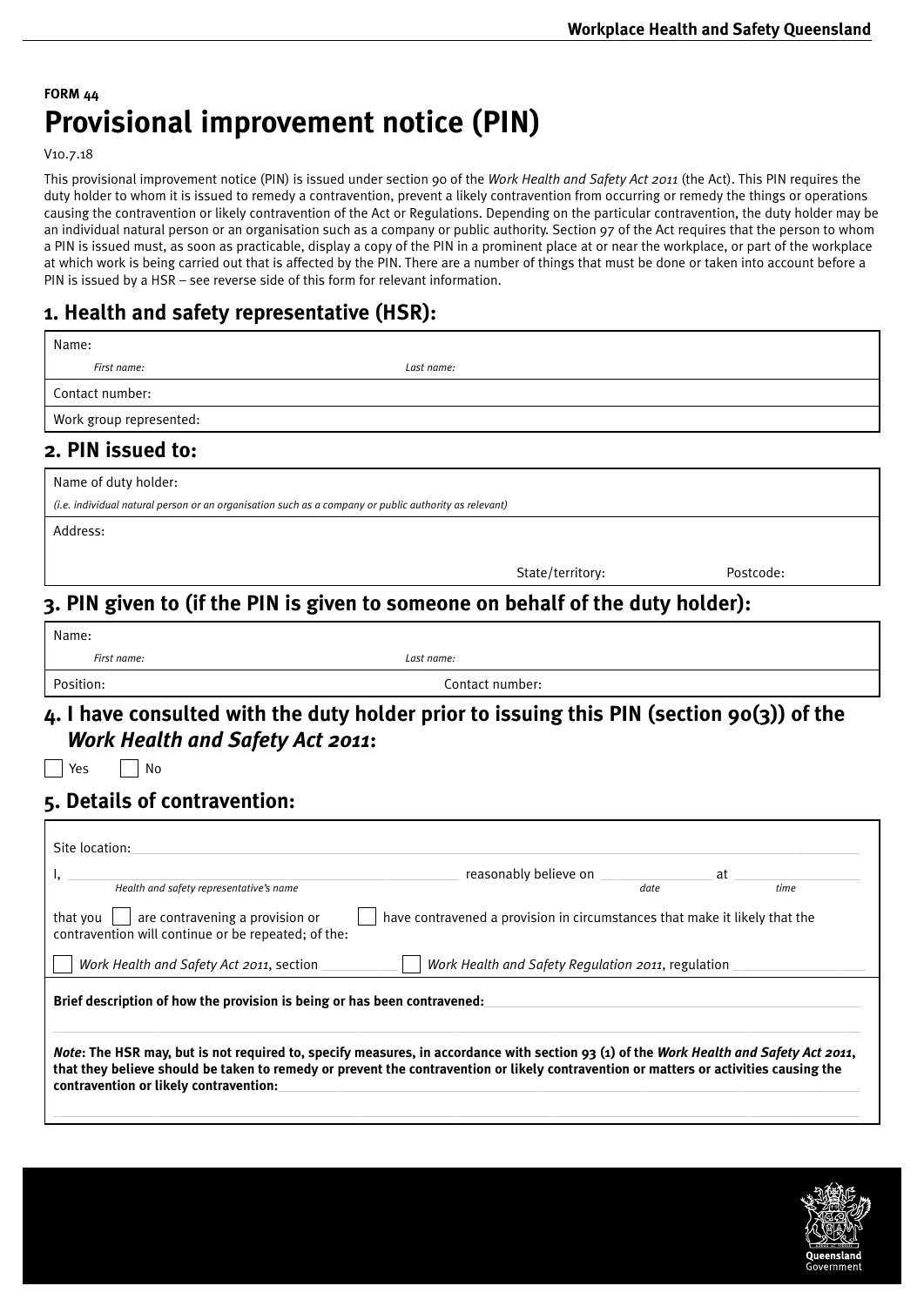**FORM 44**

# Provisional improvement notice (PIN)

V10.7.18

This provisional improvement notice (PIN) is issued under section 90 of the *Work Health and Safety Act 2011* (the Act). This PIN requires the duty holder to whom it is issued to remedy a contravention, prevent a likely contravention from occurring or remedy the things or operations causing the contravention or likely contravention of the Act or Regulations. Depending on the particular contravention, the duty holder may be an individual natural person or an organisation such as a company or public authority. Section 97 of the Act requires that the person to whom a PIN is issued must, as soon as practicable, display a copy of the PIN in a prominent place at or near the workplace, or part of the workplace at which work is being carried out that is affected by the PIN. There are a number of things that must be done or taken into account before a PIN is issued by a HSR – see reverse side of this form for relevant information.

## 1. Health and safety representative (HSR):

Name:

*First name:* *Last name:*

Contact number:

Work group represented:

## 2. PIN issued to:

Name of duty holder:

*(i.e. individual natural person or an organisation such as a company or public authority as relevant)*

Address:

State/territory: Postcode:

## 3. PIN given to (if the PIN is given to someone on behalf of the duty holder):

Name:

*First name:* *Last name:*

Position: Contact number:

## 4. I have consulted with the duty holder prior to issuing this PIN (section 90(3)) of the *Work Health and Safety Act 2011*:

☐ Yes ☐ No

## 5. Details of contravention:

Site location:

I, ______________________ reasonably believe on ____________ at ____________
*Health and safety representative's name* *date* *time*

that you ☐ are contravening a provision or ☐ have contravened a provision in circumstances that make it likely that the contravention will continue or be repeated; of the:

☐ *Work Health and Safety Act 2011*, section ____________ ☐ *Work Health and Safety Regulation 2011*, regulation ____________

**Brief description of how the provision is being or has been contravened:**

***Note*: The HSR may, but is not required to, specify measures, in accordance with section 93 (1) of the *Work Health and Safety Act 2011*, that they believe should be taken to remedy or prevent the contravention or likely contravention or matters or activities causing the contravention or likely contravention:**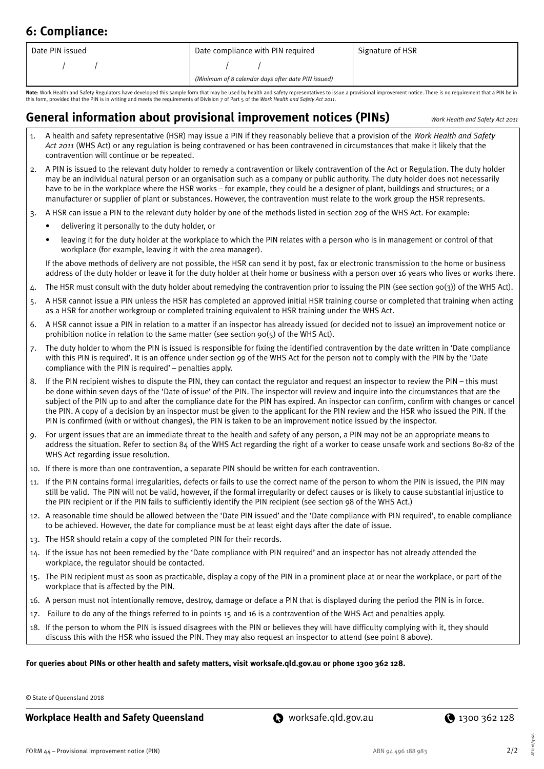## 6: Compliance:

| Date PIN issued | Date compliance with PIN required | Signature of HSR |
|---|---|---|
| / / | / / <br> *(Minimum of 8 calendar days after date PIN issued)* | |

**Note**: Work Health and Safety Regulators have developed this sample form that may be used by health and safety representatives to issue a provisional improvement notice. There is no requirement that a PIN be in this form, provided that the PIN is in writing and meets the requirements of Division 7 of Part 5 of the *Work Health and Safety Act 2011*.

## General information about provisional improvement notices (PINs)

*Work Health and Safety Act 2011*

1. A health and safety representative (HSR) may issue a PIN if they reasonably believe that a provision of the *Work Health and Safety Act 2011* (WHS Act) or any regulation is being contravened or has been contravened in circumstances that make it likely that the contravention will continue or be repeated.
2. A PIN is issued to the relevant duty holder to remedy a contravention or likely contravention of the Act or Regulation. The duty holder may be an individual natural person or an organisation such as a company or public authority. The duty holder does not necessarily have to be in the workplace where the HSR works – for example, they could be a designer of plant, buildings and structures; or a manufacturer or supplier of plant or substances. However, the contravention must relate to the work group the HSR represents.
3. A HSR can issue a PIN to the relevant duty holder by one of the methods listed in section 209 of the WHS Act. For example:
   - delivering it personally to the duty holder, or
   - leaving it for the duty holder at the workplace to which the PIN relates with a person who is in management or control of that workplace (for example, leaving it with the area manager).

   If the above methods of delivery are not possible, the HSR can send it by post, fax or electronic transmission to the home or business address of the duty holder or leave it for the duty holder at their home or business with a person over 16 years who lives or works there.
4. The HSR must consult with the duty holder about remedying the contravention prior to issuing the PIN (see section 90(3)) of the WHS Act).
5. A HSR cannot issue a PIN unless the HSR has completed an approved initial HSR training course or completed that training when acting as a HSR for another workgroup or completed training equivalent to HSR training under the WHS Act.
6. A HSR cannot issue a PIN in relation to a matter if an inspector has already issued (or decided not to issue) an improvement notice or prohibition notice in relation to the same matter (see section 90(5) of the WHS Act).
7. The duty holder to whom the PIN is issued is responsible for fixing the identified contravention by the date written in 'Date compliance with this PIN is required'. It is an offence under section 99 of the WHS Act for the person not to comply with the PIN by the 'Date compliance with the PIN is required' – penalties apply.
8. If the PIN recipient wishes to dispute the PIN, they can contact the regulator and request an inspector to review the PIN – this must be done within seven days of the 'Date of issue' of the PIN. The inspector will review and inquire into the circumstances that are the subject of the PIN up to and after the compliance date for the PIN has expired. An inspector can confirm, confirm with changes or cancel the PIN. A copy of a decision by an inspector must be given to the applicant for the PIN review and the HSR who issued the PIN. If the PIN is confirmed (with or without changes), the PIN is taken to be an improvement notice issued by the inspector.
9. For urgent issues that are an immediate threat to the health and safety of any person, a PIN may not be an appropriate means to address the situation. Refer to section 84 of the WHS Act regarding the right of a worker to cease unsafe work and sections 80-82 of the WHS Act regarding issue resolution.
10. If there is more than one contravention, a separate PIN should be written for each contravention.
11. If the PIN contains formal irregularities, defects or fails to use the correct name of the person to whom the PIN is issued, the PIN may still be valid. The PIN will not be valid, however, if the formal irregularity or defect causes or is likely to cause substantial injustice to the PIN recipient or if the PIN fails to sufficiently identify the PIN recipient (see section 98 of the WHS Act.)
12. A reasonable time should be allowed between the 'Date PIN issued' and the 'Date compliance with PIN required', to enable compliance to be achieved. However, the date for compliance must be at least eight days after the date of issue.
13. The HSR should retain a copy of the completed PIN for their records.
14. If the issue has not been remedied by the 'Date compliance with PIN required' and an inspector has not already attended the workplace, the regulator should be contacted.
15. The PIN recipient must as soon as practicable, display a copy of the PIN in a prominent place at or near the workplace, or part of the workplace that is affected by the PIN.
16. A person must not intentionally remove, destroy, damage or deface a PIN that is displayed during the period the PIN is in force.
17. Failure to do any of the things referred to in points 15 and 16 is a contravention of the WHS Act and penalties apply.
18. If the person to whom the PIN is issued disagrees with the PIN or believes they will have difficulty complying with it, they should discuss this with the HSR who issued the PIN. They may also request an inspector to attend (see point 8 above).

**For queries about PINs or other health and safety matters, visit worksafe.qld.gov.au or phone 1300 362 128.**

© State of Queensland 2018

**Workplace Health and Safety Queensland** worksafe.qld.gov.au 1300 362 128

FORM 44 – Provisional improvement notice (PIN) ABN 94 496 188 983

AEU 18/5166